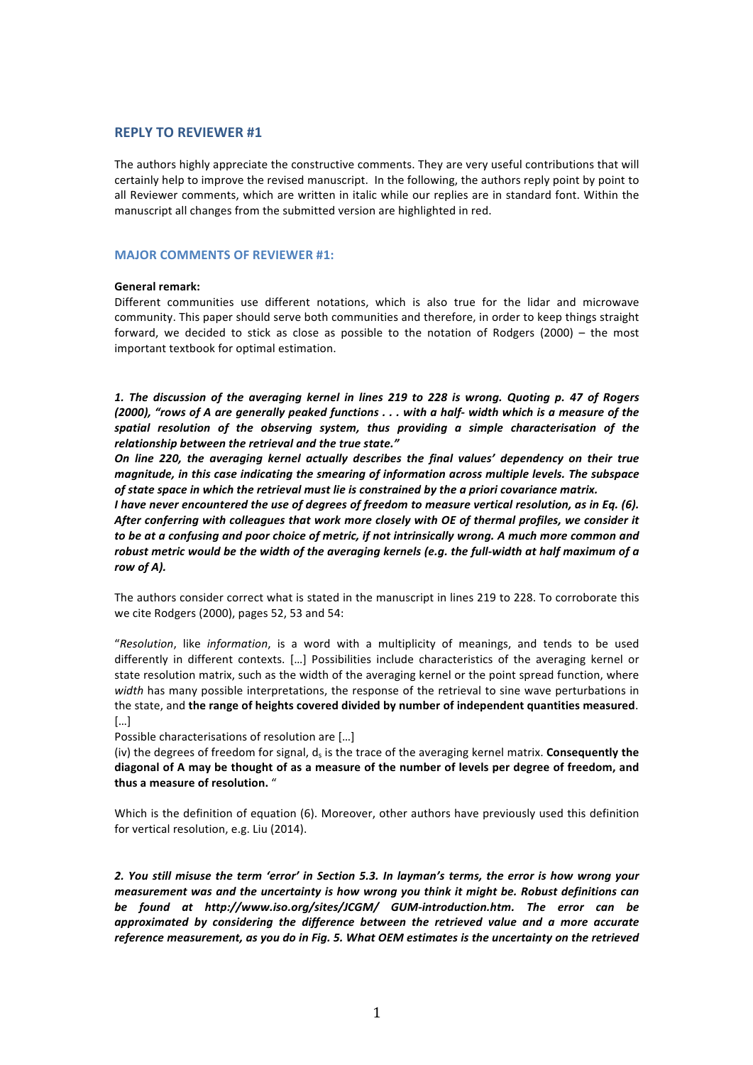## REPLY TO REVIEWER #1

The authors highly appreciate the constructive comments. They are very useful contributions that will certainly help to improve the revised manuscript. In the following, the authors reply point by point to all Reviewer comments, which are written in italic while our replies are in standard font. Within the manuscript all changes from the submitted version are highlighted in red.

### MAJOR COMMENTS OF REVIEWER #1:

**General remark:**

Different communities use different notations, which is also true for the lidar and microwave community. This paper should serve both communities and therefore, in order to keep things straight forward, we decided to stick as close as possible to the notation of Rodgers (2000) – the most important textbook for optimal estimation.

***1. The discussion of the averaging kernel in lines 219 to 228 is wrong. Quoting p. 47 of Rogers (2000), "rows of A are generally peaked functions . . . with a half- width which is a measure of the spatial resolution of the observing system, thus providing a simple characterisation of the relationship between the retrieval and the true state."***

***On line 220, the averaging kernel actually describes the final values' dependency on their true magnitude, in this case indicating the smearing of information across multiple levels. The subspace of state space in which the retrieval must lie is constrained by the a priori covariance matrix.***

***I have never encountered the use of degrees of freedom to measure vertical resolution, as in Eq. (6). After conferring with colleagues that work more closely with OE of thermal profiles, we consider it to be at a confusing and poor choice of metric, if not intrinsically wrong. A much more common and robust metric would be the width of the averaging kernels (e.g. the full-width at half maximum of a row of A).***

The authors consider correct what is stated in the manuscript in lines 219 to 228. To corroborate this we cite Rodgers (2000), pages 52, 53 and 54:

"*Resolution*, like *information*, is a word with a multiplicity of meanings, and tends to be used differently in different contexts. […] Possibilities include characteristics of the averaging kernel or state resolution matrix, such as the width of the averaging kernel or the point spread function, where *width* has many possible interpretations, the response of the retrieval to sine wave perturbations in the state, and **the range of heights covered divided by number of independent quantities measured**. […]

Possible characterisations of resolution are […]

(iv) the degrees of freedom for signal, $d_s$ is the trace of the averaging kernel matrix. **Consequently the diagonal of A may be thought of as a measure of the number of levels per degree of freedom, and thus a measure of resolution.** "

Which is the definition of equation (6). Moreover, other authors have previously used this definition for vertical resolution, e.g. Liu (2014).

***2. You still misuse the term 'error' in Section 5.3. In layman's terms, the error is how wrong your measurement was and the uncertainty is how wrong you think it might be. Robust definitions can be found at http://www.iso.org/sites/JCGM/ GUM-introduction.htm. The error can be approximated by considering the difference between the retrieved value and a more accurate reference measurement, as you do in Fig. 5. What OEM estimates is the uncertainty on the retrieved***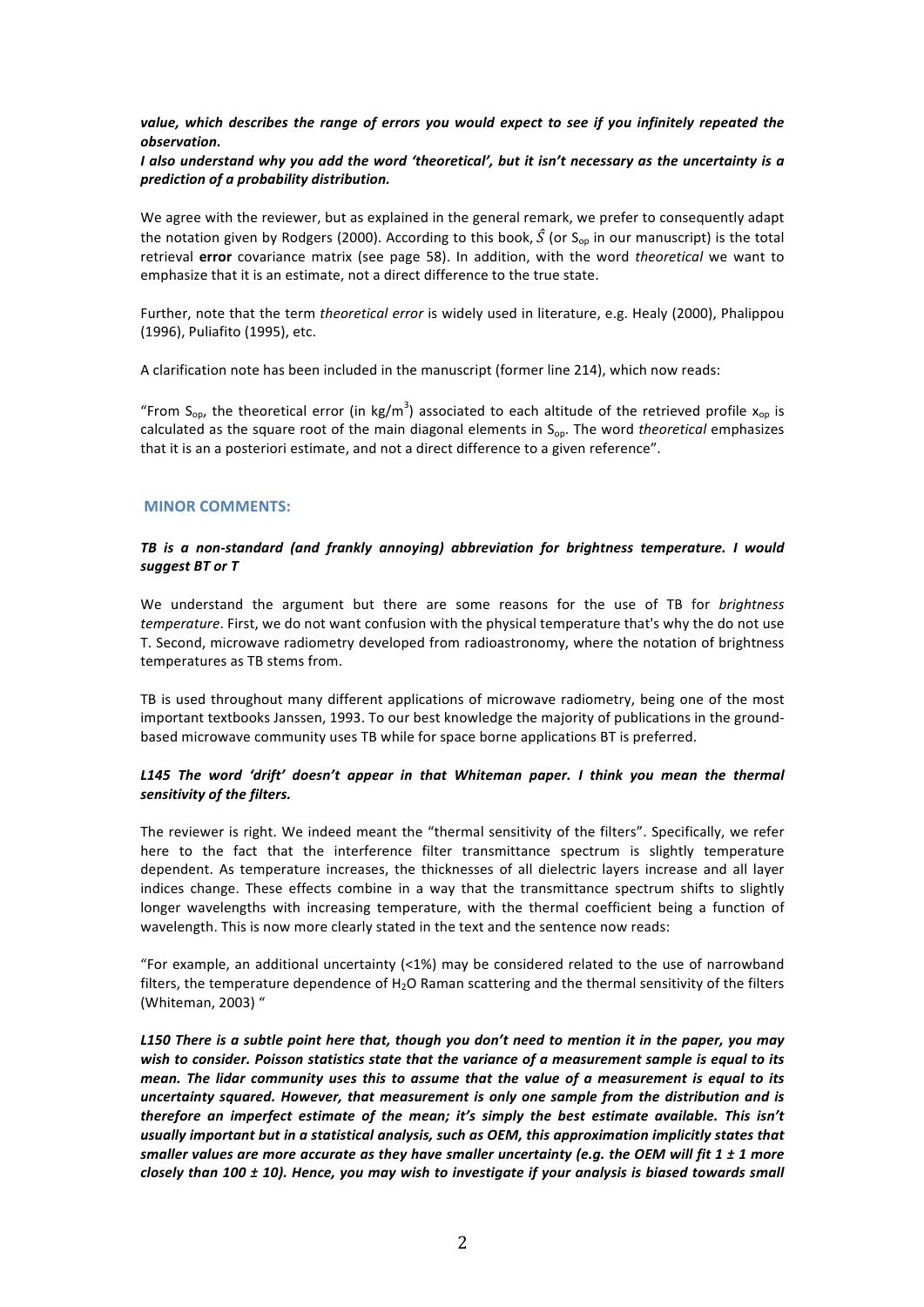***value, which describes the range of errors you would expect to see if you infinitely repeated the observation.***

***I also understand why you add the word 'theoretical', but it isn't necessary as the uncertainty is a prediction of a probability distribution.***

We agree with the reviewer, but as explained in the general remark, we prefer to consequently adapt the notation given by Rodgers (2000). According to this book, $\hat{S}$ (or $S_{op}$ in our manuscript) is the total retrieval **error** covariance matrix (see page 58). In addition, with the word *theoretical* we want to emphasize that it is an estimate, not a direct difference to the true state.

Further, note that the term *theoretical error* is widely used in literature, e.g. Healy (2000), Phalippou (1996), Puliafito (1995), etc.

A clarification note has been included in the manuscript (former line 214), which now reads:

"From $S_{op}$, the theoretical error (in kg/m$^3$) associated to each altitude of the retrieved profile $x_{op}$ is calculated as the square root of the main diagonal elements in $S_{op}$. The word *theoretical* emphasizes that it is an a posteriori estimate, and not a direct difference to a given reference".

## MINOR COMMENTS:

***TB is a non-standard (and frankly annoying) abbreviation for brightness temperature. I would suggest BT or T***

We understand the argument but there are some reasons for the use of TB for *brightness temperature*. First, we do not want confusion with the physical temperature that's why the do not use T. Second, microwave radiometry developed from radioastronomy, where the notation of brightness temperatures as TB stems from.

TB is used throughout many different applications of microwave radiometry, being one of the most important textbooks Janssen, 1993. To our best knowledge the majority of publications in the ground-based microwave community uses TB while for space borne applications BT is preferred.

***L145 The word 'drift' doesn't appear in that Whiteman paper. I think you mean the thermal sensitivity of the filters.***

The reviewer is right. We indeed meant the "thermal sensitivity of the filters". Specifically, we refer here to the fact that the interference filter transmittance spectrum is slightly temperature dependent. As temperature increases, the thicknesses of all dielectric layers increase and all layer indices change. These effects combine in a way that the transmittance spectrum shifts to slightly longer wavelengths with increasing temperature, with the thermal coefficient being a function of wavelength. This is now more clearly stated in the text and the sentence now reads:

"For example, an additional uncertainty (<1%) may be considered related to the use of narrowband filters, the temperature dependence of $H_2O$ Raman scattering and the thermal sensitivity of the filters (Whiteman, 2003) "

***L150 There is a subtle point here that, though you don't need to mention it in the paper, you may wish to consider. Poisson statistics state that the variance of a measurement sample is equal to its mean. The lidar community uses this to assume that the value of a measurement is equal to its uncertainty squared. However, that measurement is only one sample from the distribution and is therefore an imperfect estimate of the mean; it's simply the best estimate available. This isn't usually important but in a statistical analysis, such as OEM, this approximation implicitly states that smaller values are more accurate as they have smaller uncertainty (e.g. the OEM will fit 1 ± 1 more closely than 100 ± 10). Hence, you may wish to investigate if your analysis is biased towards small***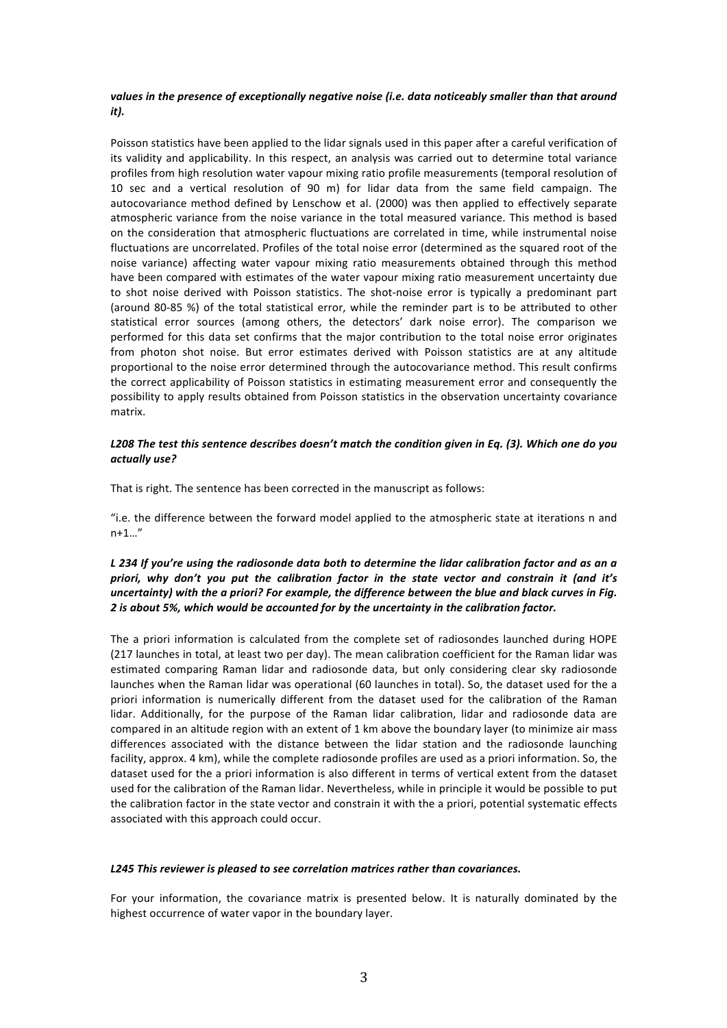***values in the presence of exceptionally negative noise (i.e. data noticeably smaller than that around it).***

Poisson statistics have been applied to the lidar signals used in this paper after a careful verification of its validity and applicability. In this respect, an analysis was carried out to determine total variance profiles from high resolution water vapour mixing ratio profile measurements (temporal resolution of 10 sec and a vertical resolution of 90 m) for lidar data from the same field campaign. The autocovariance method defined by Lenschow et al. (2000) was then applied to effectively separate atmospheric variance from the noise variance in the total measured variance. This method is based on the consideration that atmospheric fluctuations are correlated in time, while instrumental noise fluctuations are uncorrelated. Profiles of the total noise error (determined as the squared root of the noise variance) affecting water vapour mixing ratio measurements obtained through this method have been compared with estimates of the water vapour mixing ratio measurement uncertainty due to shot noise derived with Poisson statistics. The shot-noise error is typically a predominant part (around 80-85 %) of the total statistical error, while the reminder part is to be attributed to other statistical error sources (among others, the detectors' dark noise error). The comparison we performed for this data set confirms that the major contribution to the total noise error originates from photon shot noise. But error estimates derived with Poisson statistics are at any altitude proportional to the noise error determined through the autocovariance method. This result confirms the correct applicability of Poisson statistics in estimating measurement error and consequently the possibility to apply results obtained from Poisson statistics in the observation uncertainty covariance matrix.

***L208 The test this sentence describes doesn't match the condition given in Eq. (3). Which one do you actually use?***

That is right. The sentence has been corrected in the manuscript as follows:

"i.e. the difference between the forward model applied to the atmospheric state at iterations n and n+1…"

***L 234 If you're using the radiosonde data both to determine the lidar calibration factor and as an a priori, why don't you put the calibration factor in the state vector and constrain it (and it's uncertainty) with the a priori? For example, the difference between the blue and black curves in Fig. 2 is about 5%, which would be accounted for by the uncertainty in the calibration factor.***

The a priori information is calculated from the complete set of radiosondes launched during HOPE (217 launches in total, at least two per day). The mean calibration coefficient for the Raman lidar was estimated comparing Raman lidar and radiosonde data, but only considering clear sky radiosonde launches when the Raman lidar was operational (60 launches in total). So, the dataset used for the a priori information is numerically different from the dataset used for the calibration of the Raman lidar. Additionally, for the purpose of the Raman lidar calibration, lidar and radiosonde data are compared in an altitude region with an extent of 1 km above the boundary layer (to minimize air mass differences associated with the distance between the lidar station and the radiosonde launching facility, approx. 4 km), while the complete radiosonde profiles are used as a priori information. So, the dataset used for the a priori information is also different in terms of vertical extent from the dataset used for the calibration of the Raman lidar. Nevertheless, while in principle it would be possible to put the calibration factor in the state vector and constrain it with the a priori, potential systematic effects associated with this approach could occur.

***L245 This reviewer is pleased to see correlation matrices rather than covariances.***

For your information, the covariance matrix is presented below. It is naturally dominated by the highest occurrence of water vapor in the boundary layer.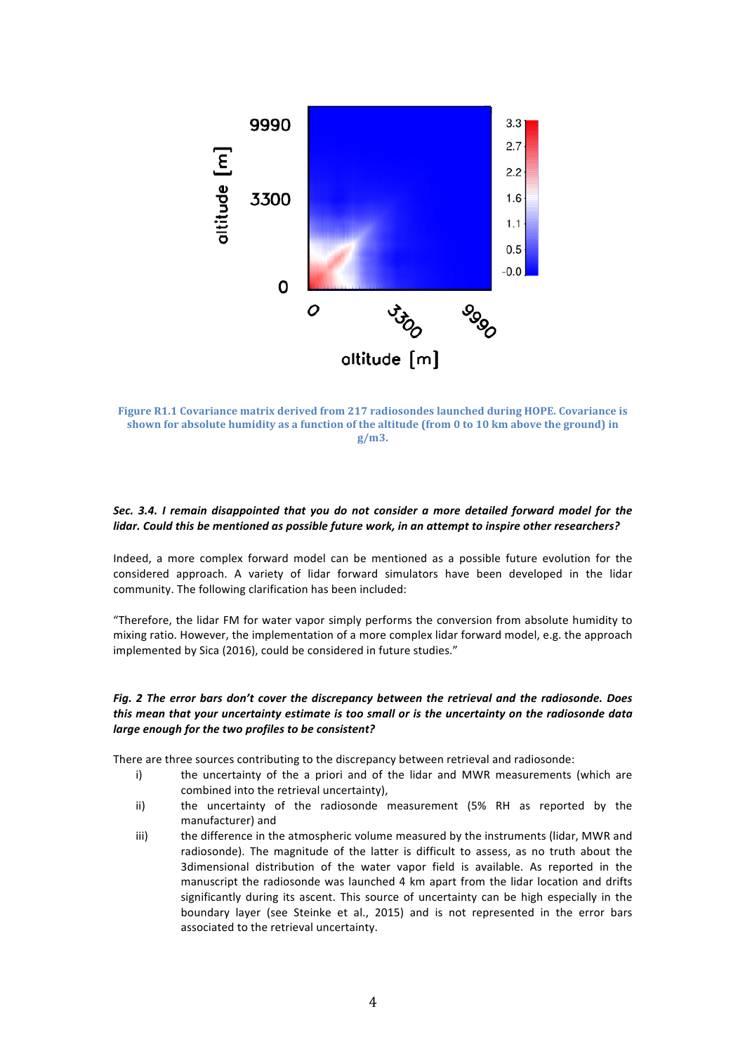Figure R1.1 Covariance matrix derived from 217 radiosondes launched during HOPE. Covariance is shown for absolute humidity as a function of the altitude (from 0 to 10 km above the ground) in g/m3.

***Sec. 3.4. I remain disappointed that you do not consider a more detailed forward model for the lidar. Could this be mentioned as possible future work, in an attempt to inspire other researchers?***

Indeed, a more complex forward model can be mentioned as a possible future evolution for the considered approach. A variety of lidar forward simulators have been developed in the lidar community. The following clarification has been included:

"Therefore, the lidar FM for water vapor simply performs the conversion from absolute humidity to mixing ratio. However, the implementation of a more complex lidar forward model, e.g. the approach implemented by Sica (2016), could be considered in future studies."

***Fig. 2 The error bars don't cover the discrepancy between the retrieval and the radiosonde. Does this mean that your uncertainty estimate is too small or is the uncertainty on the radiosonde data large enough for the two profiles to be consistent?***

There are three sources contributing to the discrepancy between retrieval and radiosonde:

i) the uncertainty of the a priori and of the lidar and MWR measurements (which are combined into the retrieval uncertainty),

ii) the uncertainty of the radiosonde measurement (5% RH as reported by the manufacturer) and

iii) the difference in the atmospheric volume measured by the instruments (lidar, MWR and radiosonde). The magnitude of the latter is difficult to assess, as no truth about the 3dimensional distribution of the water vapor field is available. As reported in the manuscript the radiosonde was launched 4 km apart from the lidar location and drifts significantly during its ascent. This source of uncertainty can be high especially in the boundary layer (see Steinke et al., 2015) and is not represented in the error bars associated to the retrieval uncertainty.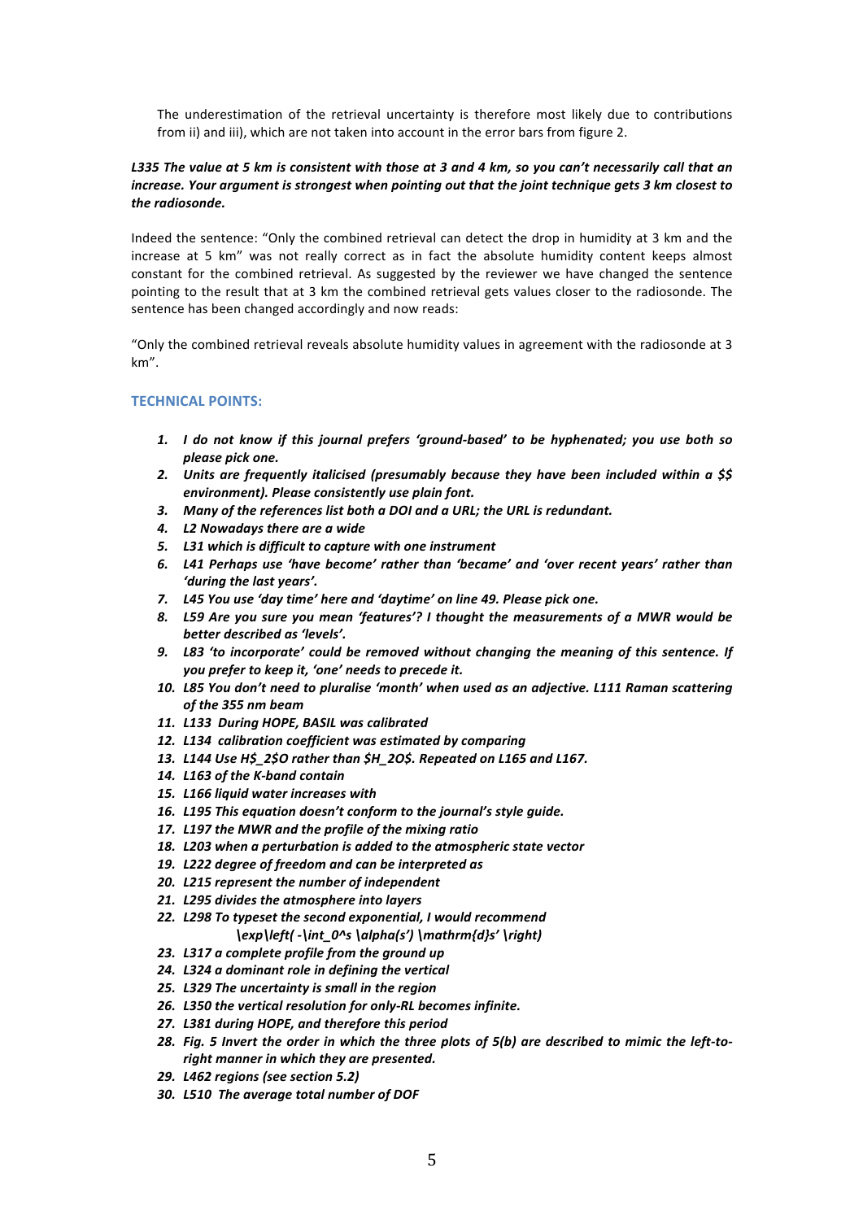The underestimation of the retrieval uncertainty is therefore most likely due to contributions from ii) and iii), which are not taken into account in the error bars from figure 2.

***L335 The value at 5 km is consistent with those at 3 and 4 km, so you can't necessarily call that an increase. Your argument is strongest when pointing out that the joint technique gets 3 km closest to the radiosonde.***

Indeed the sentence: "Only the combined retrieval can detect the drop in humidity at 3 km and the increase at 5 km" was not really correct as in fact the absolute humidity content keeps almost constant for the combined retrieval. As suggested by the reviewer we have changed the sentence pointing to the result that at 3 km the combined retrieval gets values closer to the radiosonde. The sentence has been changed accordingly and now reads:

"Only the combined retrieval reveals absolute humidity values in agreement with the radiosonde at 3 km".

## TECHNICAL POINTS:

1. ***I do not know if this journal prefers 'ground-based' to be hyphenated; you use both so please pick one.***
2. ***Units are frequently italicised (presumably because they have been included within a $$ environment). Please consistently use plain font.***
3. ***Many of the references list both a DOI and a URL; the URL is redundant.***
4. ***L2 Nowadays there are a wide***
5. ***L31 which is difficult to capture with one instrument***
6. ***L41 Perhaps use 'have become' rather than 'became' and 'over recent years' rather than 'during the last years'.***
7. ***L45 You use 'day time' here and 'daytime' on line 49. Please pick one.***
8. ***L59 Are you sure you mean 'features'? I thought the measurements of a MWR would be better described as 'levels'.***
9. ***L83 'to incorporate' could be removed without changing the meaning of this sentence. If you prefer to keep it, 'one' needs to precede it.***
10. ***L85 You don't need to pluralise 'month' when used as an adjective. L111 Raman scattering of the 355 nm beam***
11. ***L133 During HOPE, BASIL was calibrated***
12. ***L134 calibration coefficient was estimated by comparing***
13. ***L144 Use H$_2$O rather than $H_2O$. Repeated on L165 and L167.***
14. ***L163 of the K-band contain***
15. ***L166 liquid water increases with***
16. ***L195 This equation doesn't conform to the journal's style guide.***
17. ***L197 the MWR and the profile of the mixing ratio***
18. ***L203 when a perturbation is added to the atmospheric state vector***
19. ***L222 degree of freedom and can be interpreted as***
20. ***L215 represent the number of independent***
21. ***L295 divides the atmosphere into layers***
22. ***L298 To typeset the second exponential, I would recommend***
    ***\exp\left( -\int_0^s \alpha(s') \mathrm{d}s' \right)***
23. ***L317 a complete profile from the ground up***
24. ***L324 a dominant role in defining the vertical***
25. ***L329 The uncertainty is small in the region***
26. ***L350 the vertical resolution for only-RL becomes infinite.***
27. ***L381 during HOPE, and therefore this period***
28. ***Fig. 5 Invert the order in which the three plots of 5(b) are described to mimic the left-to-right manner in which they are presented.***
29. ***L462 regions (see section 5.2)***
30. ***L510 The average total number of DOF***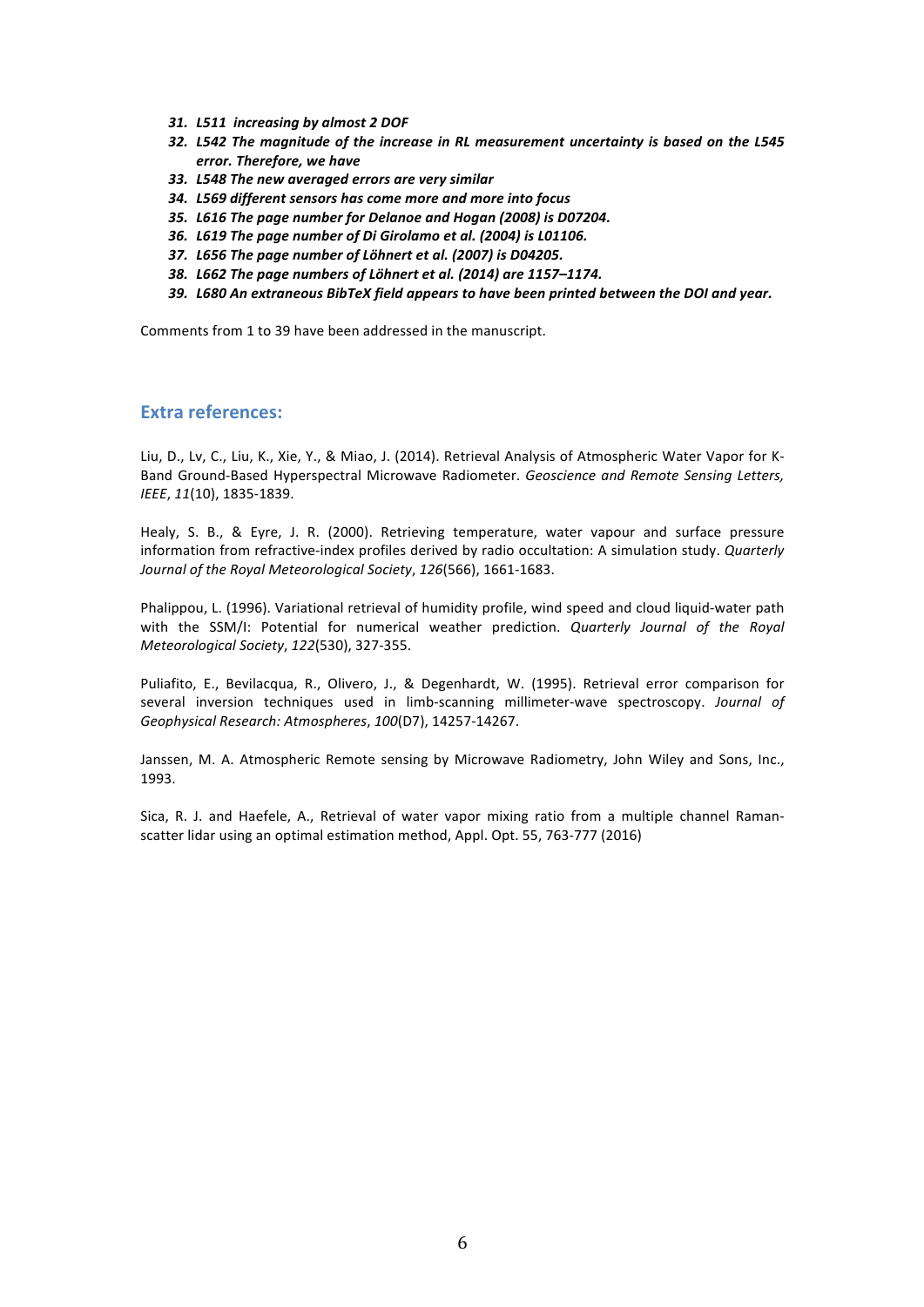31. ***L511 increasing by almost 2 DOF***
32. ***L542 The magnitude of the increase in RL measurement uncertainty is based on the L545 error. Therefore, we have***
33. ***L548 The new averaged errors are very similar***
34. ***L569 different sensors has come more and more into focus***
35. ***L616 The page number for Delanoe and Hogan (2008) is D07204.***
36. ***L619 The page number of Di Girolamo et al. (2004) is L01106.***
37. ***L656 The page number of Löhnert et al. (2007) is D04205.***
38. ***L662 The page numbers of Löhnert et al. (2014) are 1157–1174.***
39. ***L680 An extraneous BibTeX field appears to have been printed between the DOI and year.***

Comments from 1 to 39 have been addressed in the manuscript.

## Extra references:

Liu, D., Lv, C., Liu, K., Xie, Y., & Miao, J. (2014). Retrieval Analysis of Atmospheric Water Vapor for K-Band Ground-Based Hyperspectral Microwave Radiometer. *Geoscience and Remote Sensing Letters, IEEE*, *11*(10), 1835-1839.

Healy, S. B., & Eyre, J. R. (2000). Retrieving temperature, water vapour and surface pressure information from refractive-index profiles derived by radio occultation: A simulation study. *Quarterly Journal of the Royal Meteorological Society*, *126*(566), 1661-1683.

Phalippou, L. (1996). Variational retrieval of humidity profile, wind speed and cloud liquid-water path with the SSM/I: Potential for numerical weather prediction. *Quarterly Journal of the Royal Meteorological Society*, *122*(530), 327-355.

Puliafito, E., Bevilacqua, R., Olivero, J., & Degenhardt, W. (1995). Retrieval error comparison for several inversion techniques used in limb-scanning millimeter-wave spectroscopy. *Journal of Geophysical Research: Atmospheres*, *100*(D7), 14257-14267.

Janssen, M. A. Atmospheric Remote sensing by Microwave Radiometry, John Wiley and Sons, Inc., 1993.

Sica, R. J. and Haefele, A., Retrieval of water vapor mixing ratio from a multiple channel Raman-scatter lidar using an optimal estimation method, Appl. Opt. 55, 763-777 (2016)